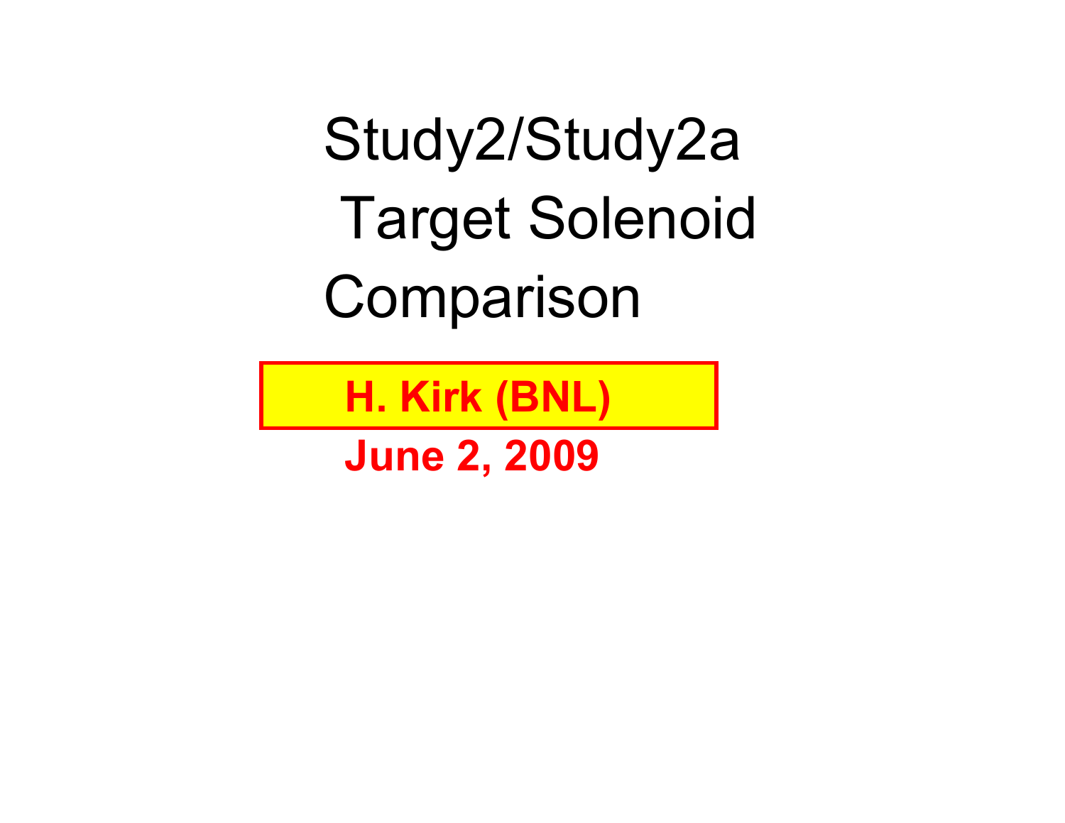# Study2/Study2a Target Solenoid Comparison

**H. Kirk (BNL)**

**June 2, 2009**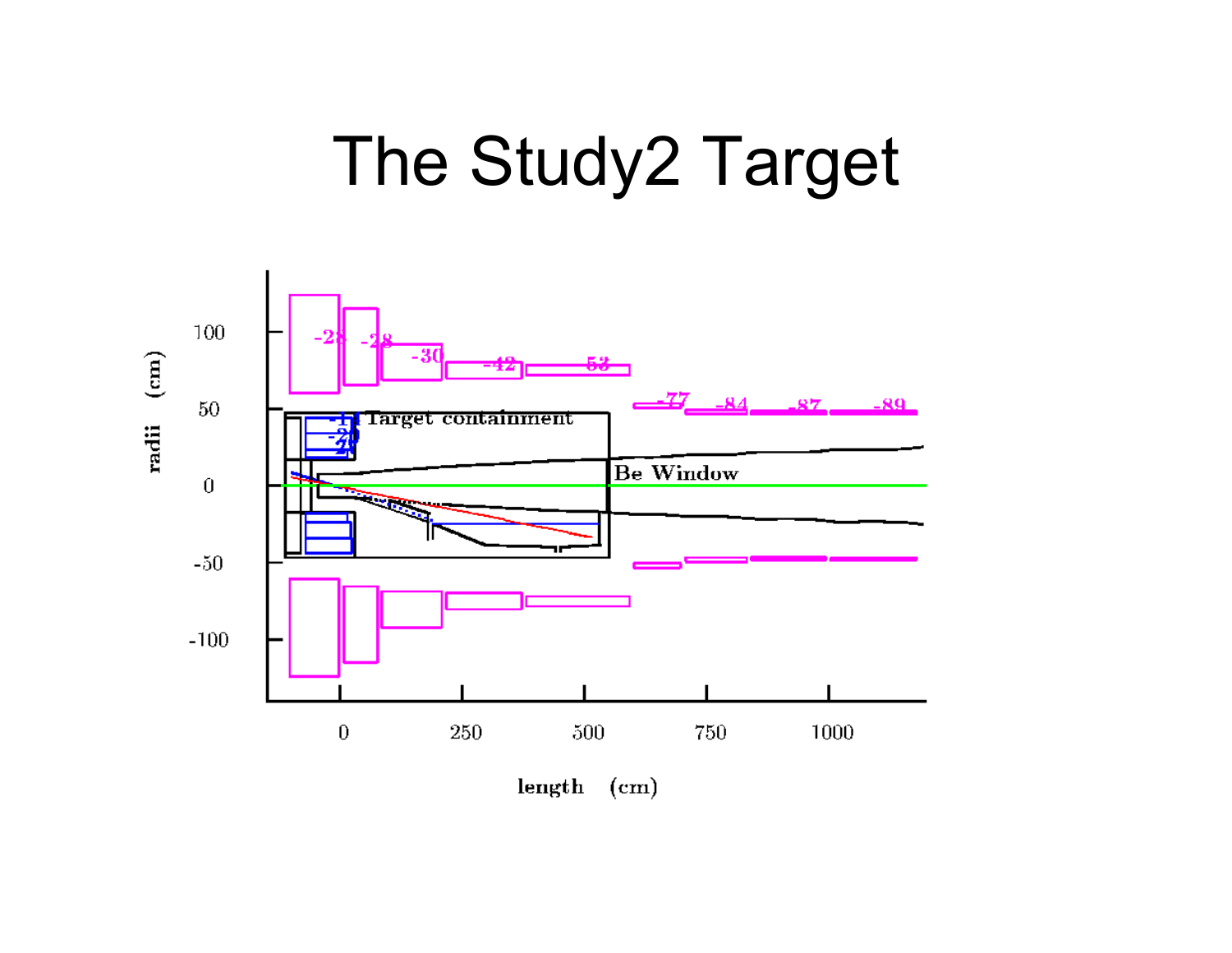# The Study2 Target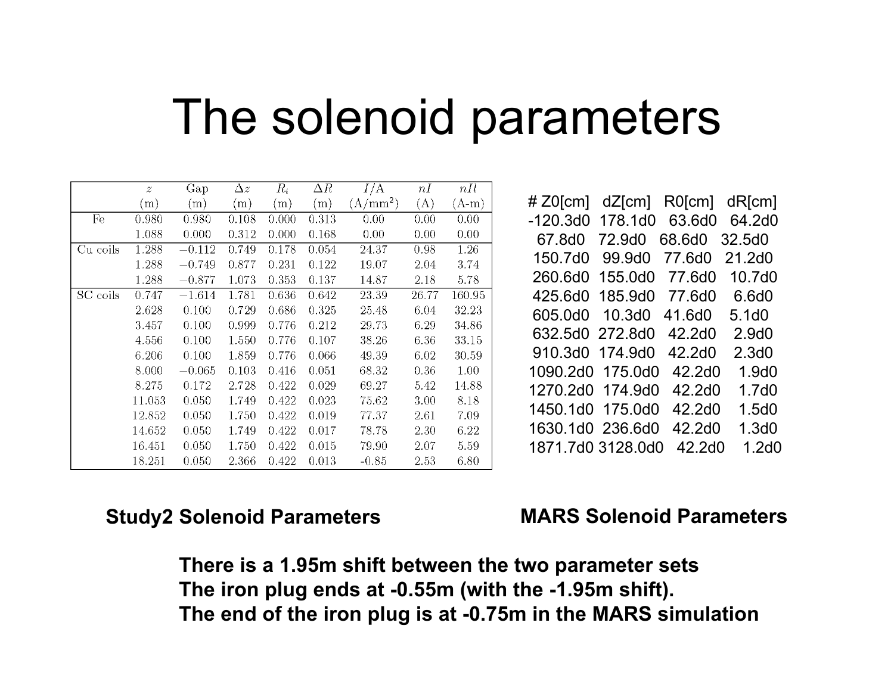# The solenoid parameters

| | $z$ (m) | Gap (m) | $\Delta z$ (m) | $R_i$ (m) | $\Delta R$ (m) | $I/A$ (A/mm$^2$) | $nI$ (A) | $nIl$ (A-m) |
|---|---|---|---|---|---|---|---|---|
| Fe | 0.980 | 0.980 | 0.108 | 0.000 | 0.313 | 0.00 | 0.00 | 0.00 |
| | 1.088 | 0.000 | 0.312 | 0.000 | 0.168 | 0.00 | 0.00 | 0.00 |
| Cu coils | 1.288 | −0.112 | 0.749 | 0.178 | 0.054 | 24.37 | 0.98 | 1.26 |
| | 1.288 | −0.749 | 0.877 | 0.231 | 0.122 | 19.07 | 2.04 | 3.74 |
| | 1.288 | −0.877 | 1.073 | 0.353 | 0.137 | 14.87 | 2.18 | 5.78 |
| SC coils | 0.747 | −1.614 | 1.781 | 0.636 | 0.642 | 23.39 | 26.77 | 160.95 |
| | 2.628 | 0.100 | 0.729 | 0.686 | 0.325 | 25.48 | 6.04 | 32.23 |
| | 3.457 | 0.100 | 0.999 | 0.776 | 0.212 | 29.73 | 6.29 | 34.86 |
| | 4.556 | 0.100 | 1.550 | 0.776 | 0.107 | 38.26 | 6.36 | 33.15 |
| | 6.206 | 0.100 | 1.859 | 0.776 | 0.066 | 49.39 | 6.02 | 30.59 |
| | 8.000 | −0.065 | 0.103 | 0.416 | 0.051 | 68.32 | 0.36 | 1.00 |
| | 8.275 | 0.172 | 2.728 | 0.422 | 0.029 | 69.27 | 5.42 | 14.88 |
| | 11.053 | 0.050 | 1.749 | 0.422 | 0.023 | 75.62 | 3.00 | 8.18 |
| | 12.852 | 0.050 | 1.750 | 0.422 | 0.019 | 77.37 | 2.61 | 7.09 |
| | 14.652 | 0.050 | 1.749 | 0.422 | 0.017 | 78.78 | 2.30 | 6.22 |
| | 16.451 | 0.050 | 1.750 | 0.422 | 0.015 | 79.90 | 2.07 | 5.59 |
| | 18.251 | 0.050 | 2.366 | 0.422 | 0.013 | -0.85 | 2.53 | 6.80 |

**Study2 Solenoid Parameters**

```
# Z0[cm]   dZ[cm]   R0[cm]   dR[cm]
-120.3d0  178.1d0   63.6d0   64.2d0
  67.8d0   72.9d0   68.6d0   32.5d0
 150.7d0   99.9d0   77.6d0   21.2d0
 260.6d0  155.0d0   77.6d0   10.7d0
 425.6d0  185.9d0   77.6d0    6.6d0
 605.0d0   10.3d0   41.6d0    5.1d0
 632.5d0  272.8d0   42.2d0    2.9d0
 910.3d0  174.9d0   42.2d0    2.3d0
1090.2d0  175.0d0   42.2d0    1.9d0
1270.2d0  174.9d0   42.2d0    1.7d0
1450.1d0  175.0d0   42.2d0    1.5d0
1630.1d0  236.6d0   42.2d0    1.3d0
1871.7d0 3128.0d0   42.2d0    1.2d0
```

**MARS Solenoid Parameters**

**There is a 1.95m shift between the two parameter sets**
**The iron plug ends at -0.55m (with the -1.95m shift).**
**The end of the iron plug is at -0.75m in the MARS simulation**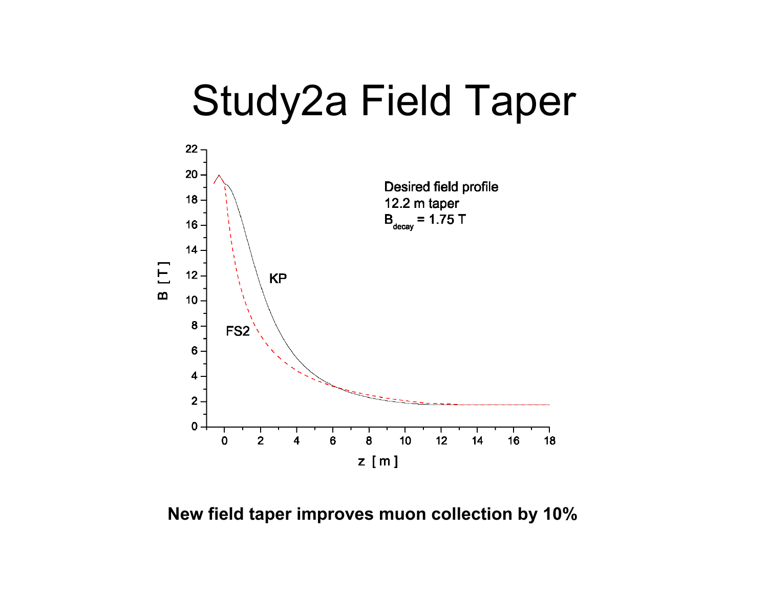# Study2a Field Taper

Desired field profile
12.2 m taper
$B_{decay}$ = 1.75 T

**New field taper improves muon collection by 10%**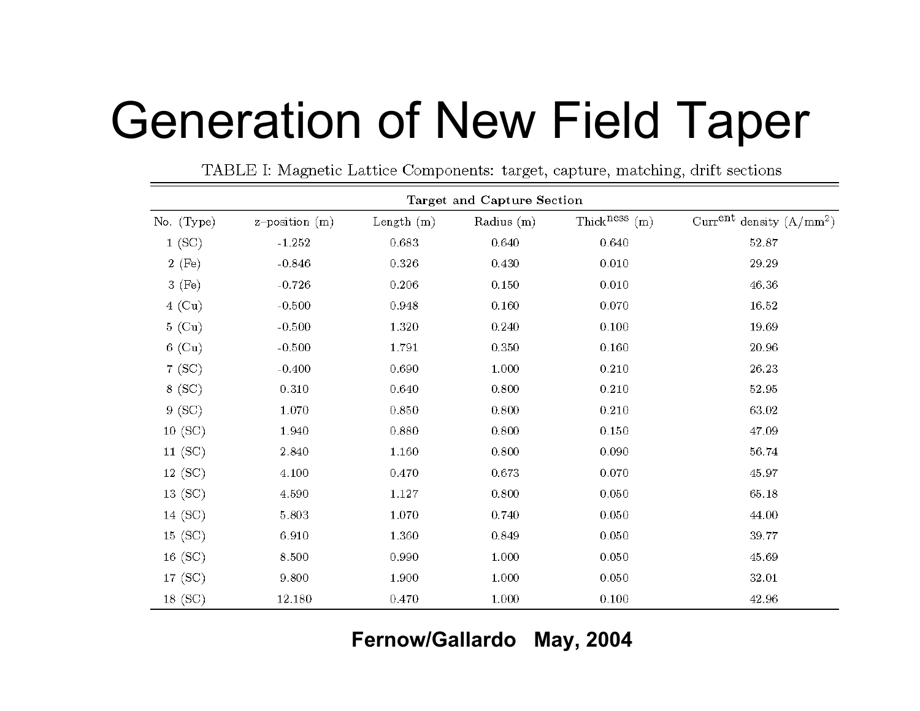# Generation of New Field Taper

TABLE I: Magnetic Lattice Components: target, capture, matching, drift sections

| Target and Capture Section | | | | | |
|---|---|---|---|---|---|
| No. (Type) | z–position (m) | Length (m) | Radius (m) | Thick$^{\text{ness}}$ (m) | Curr$^{\text{ent}}$ density (A/mm$^2$) |
| 1 (SC) | -1.252 | 0.683 | 0.640 | 0.640 | 52.87 |
| 2 (Fe) | -0.846 | 0.326 | 0.430 | 0.010 | 29.29 |
| 3 (Fe) | -0.726 | 0.206 | 0.150 | 0.010 | 46.36 |
| 4 (Cu) | -0.500 | 0.948 | 0.160 | 0.070 | 16.52 |
| 5 (Cu) | -0.500 | 1.320 | 0.240 | 0.100 | 19.69 |
| 6 (Cu) | -0.500 | 1.791 | 0.350 | 0.160 | 20.96 |
| 7 (SC) | -0.400 | 0.690 | 1.000 | 0.210 | 26.23 |
| 8 (SC) | 0.310 | 0.640 | 0.800 | 0.210 | 52.95 |
| 9 (SC) | 1.070 | 0.850 | 0.800 | 0.210 | 63.02 |
| 10 (SC) | 1.940 | 0.880 | 0.800 | 0.150 | 47.09 |
| 11 (SC) | 2.840 | 1.160 | 0.800 | 0.090 | 56.74 |
| 12 (SC) | 4.100 | 0.470 | 0.673 | 0.070 | 45.97 |
| 13 (SC) | 4.590 | 1.127 | 0.800 | 0.050 | 65.18 |
| 14 (SC) | 5.803 | 1.070 | 0.740 | 0.050 | 44.00 |
| 15 (SC) | 6.910 | 1.360 | 0.849 | 0.050 | 39.77 |
| 16 (SC) | 8.500 | 0.990 | 1.000 | 0.050 | 45.69 |
| 17 (SC) | 9.800 | 1.900 | 1.000 | 0.050 | 32.01 |
| 18 (SC) | 12.180 | 0.470 | 1.000 | 0.100 | 42.96 |

**Fernow/Gallardo May, 2004**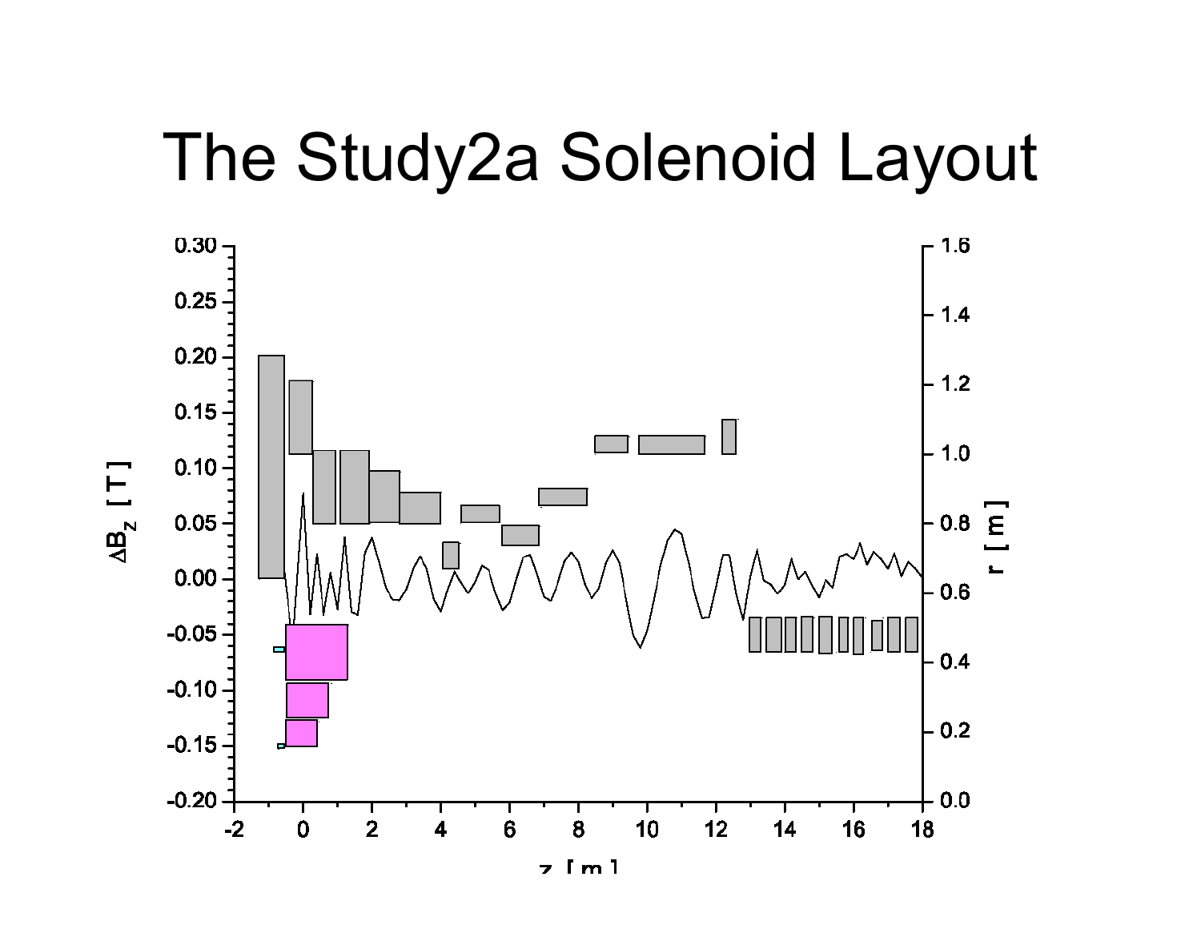# The Study2a Solenoid Layout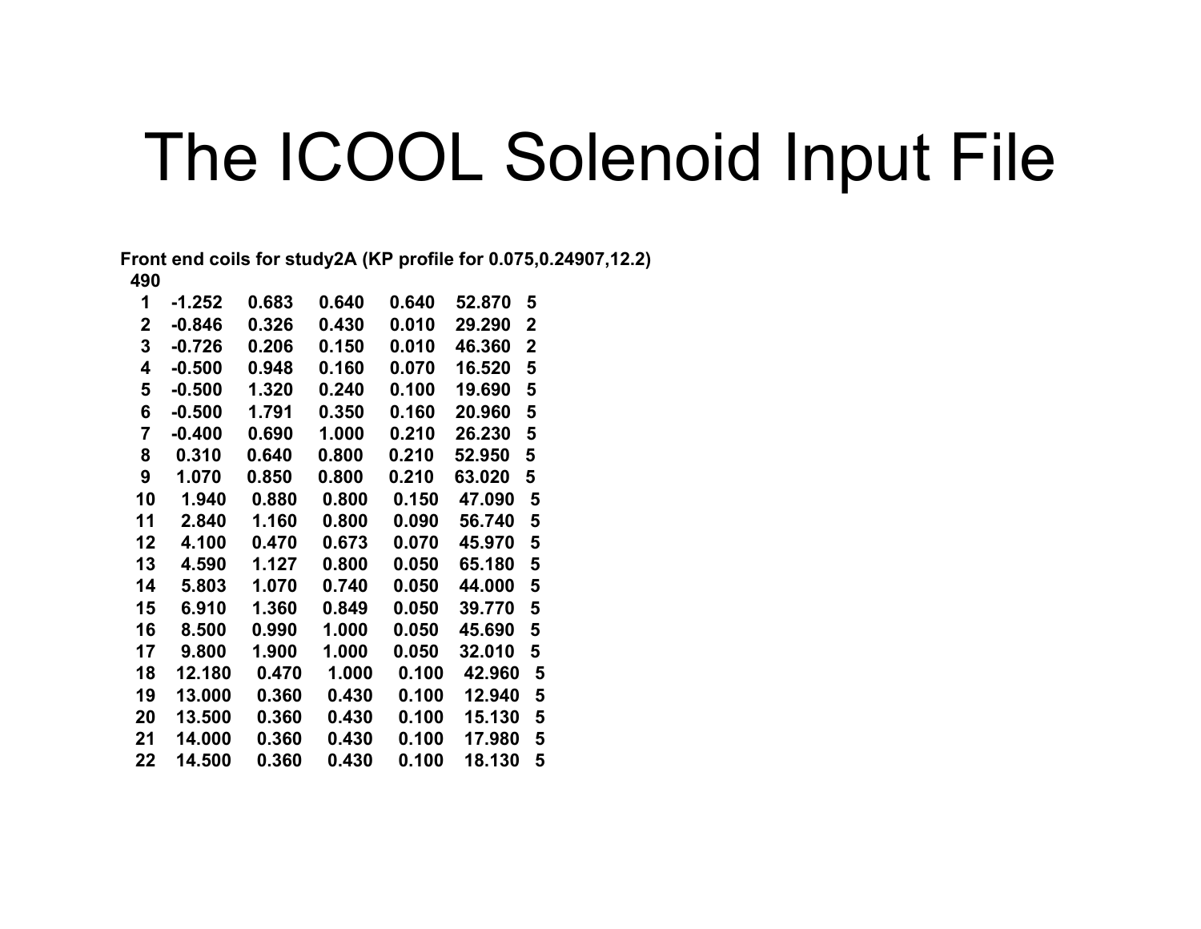# The ICOOL Solenoid Input File

```
Front end coils for study2A (KP profile for 0.075,0.24907,12.2)
 490
  1   -1.252    0.683    0.640    0.640    52.870   5
  2   -0.846    0.326    0.430    0.010    29.290   2
  3   -0.726    0.206    0.150    0.010    46.360   2
  4   -0.500    0.948    0.160    0.070    16.520   5
  5   -0.500    1.320    0.240    0.100    19.690   5
  6   -0.500    1.791    0.350    0.160    20.960   5
  7   -0.400    0.690    1.000    0.210    26.230   5
  8    0.310    0.640    0.800    0.210    52.950   5
  9    1.070    0.850    0.800    0.210    63.020   5
 10    1.940    0.880    0.800    0.150    47.090   5
 11    2.840    1.160    0.800    0.090    56.740   5
 12    4.100    0.470    0.673    0.070    45.970   5
 13    4.590    1.127    0.800    0.050    65.180   5
 14    5.803    1.070    0.740    0.050    44.000   5
 15    6.910    1.360    0.849    0.050    39.770   5
 16    8.500    0.990    1.000    0.050    45.690   5
 17    9.800    1.900    1.000    0.050    32.010   5
 18   12.180    0.470    1.000    0.100    42.960   5
 19   13.000    0.360    0.430    0.100    12.940   5
 20   13.500    0.360    0.430    0.100    15.130   5
 21   14.000    0.360    0.430    0.100    17.980   5
 22   14.500    0.360    0.430    0.100    18.130   5
```